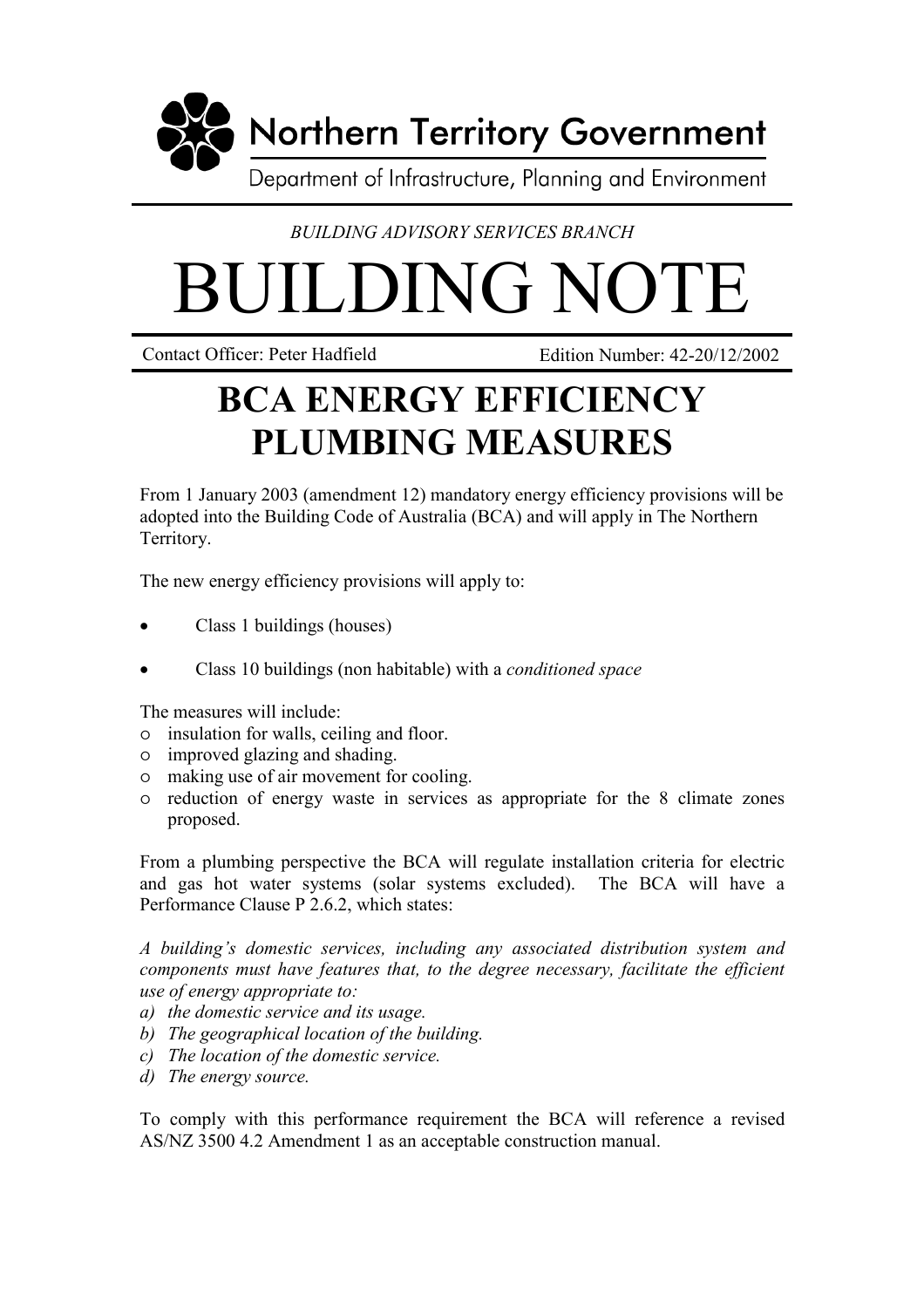Northern Territory Government

Department of Infrastructure, Planning and Environment

*BUILDING ADVISORY SERVICES BRANCH*

# BUILDING NOTE

Contact Officer: Peter Hadfield　　　　Edition Number: 42-20/12/2002

## BCA ENERGY EFFICIENCY PLUMBING MEASURES

From 1 January 2003 (amendment 12) mandatory energy efficiency provisions will be adopted into the Building Code of Australia (BCA) and will apply in The Northern Territory.

The new energy efficiency provisions will apply to:

- Class 1 buildings (houses)
- Class 10 buildings (non habitable) with a *conditioned space*

The measures will include:

- insulation for walls, ceiling and floor.
- improved glazing and shading.
- making use of air movement for cooling.
- reduction of energy waste in services as appropriate for the 8 climate zones proposed.

From a plumbing perspective the BCA will regulate installation criteria for electric and gas hot water systems (solar systems excluded). The BCA will have a Performance Clause P 2.6.2, which states:

*A building's domestic services, including any associated distribution system and components must have features that, to the degree necessary, facilitate the efficient use of energy appropriate to:*

*a) the domestic service and its usage.*
*b) The geographical location of the building.*
*c) The location of the domestic service.*
*d) The energy source.*

To comply with this performance requirement the BCA will reference a revised AS/NZ 3500 4.2 Amendment 1 as an acceptable construction manual.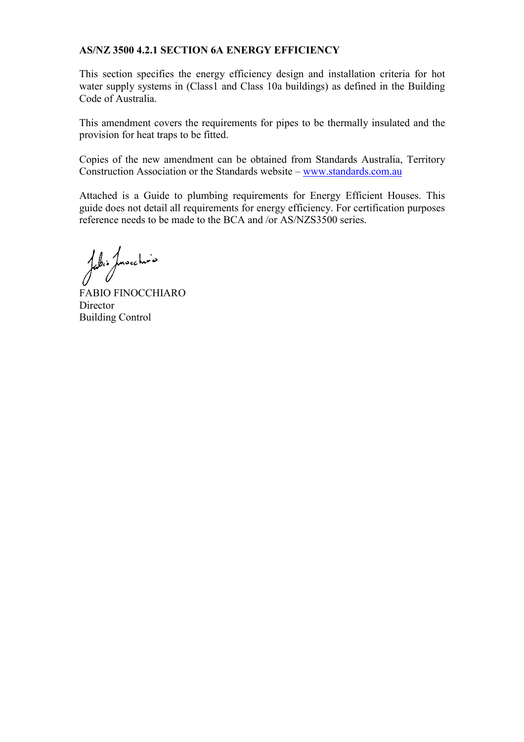**AS/NZ 3500 4.2.1 SECTION 6A ENERGY EFFICIENCY**

This section specifies the energy efficiency design and installation criteria for hot water supply systems in (Class1 and Class 10a buildings) as defined in the Building Code of Australia.

This amendment covers the requirements for pipes to be thermally insulated and the provision for heat traps to be fitted.

Copies of the new amendment can be obtained from Standards Australia, Territory Construction Association or the Standards website – www.standards.com.au

Attached is a Guide to plumbing requirements for Energy Efficient Houses. This guide does not detail all requirements for energy efficiency. For certification purposes reference needs to be made to the BCA and /or AS/NZS3500 series.

FABIO FINOCCHIARO
Director
Building Control